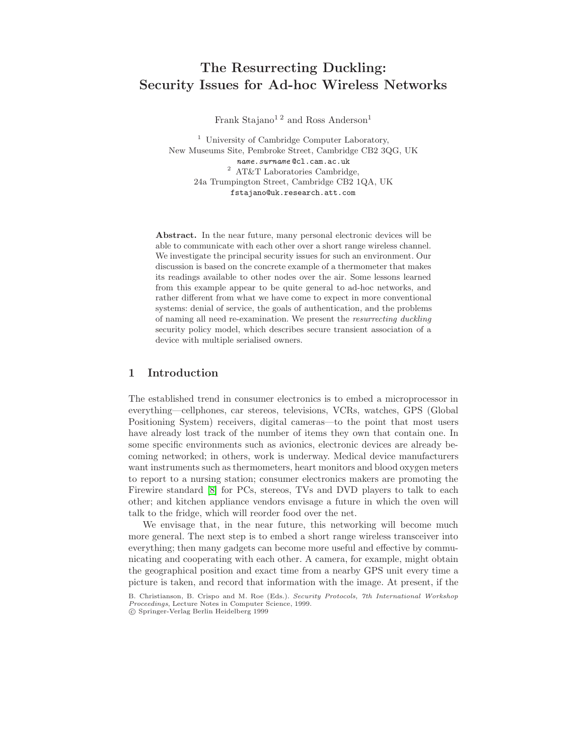# The Resurrecting Duckling: Security Issues for Ad-hoc Wireless Networks

Frank Stajano[1 2] and Ross Anderson[1]

[1] University of Cambridge Computer Laboratory,
New Museums Site, Pembroke Street, Cambridge CB2 3QG, UK
*name.surname*@cl.cam.ac.uk

[2] AT&T Laboratories Cambridge,
24a Trumpington Street, Cambridge CB2 1QA, UK
fstajano@uk.research.att.com

**Abstract.** In the near future, many personal electronic devices will be able to communicate with each other over a short range wireless channel. We investigate the principal security issues for such an environment. Our discussion is based on the concrete example of a thermometer that makes its readings available to other nodes over the air. Some lessons learned from this example appear to be quite general to ad-hoc networks, and rather different from what we have come to expect in more conventional systems: denial of service, the goals of authentication, and the problems of naming all need re-examination. We present the *resurrecting duckling* security policy model, which describes secure transient association of a device with multiple serialised owners.

## 1 Introduction

The established trend in consumer electronics is to embed a microprocessor in everything—cellphones, car stereos, televisions, VCRs, watches, GPS (Global Positioning System) receivers, digital cameras—to the point that most users have already lost track of the number of items they own that contain one. In some specific environments such as avionics, electronic devices are already becoming networked; in others, work is underway. Medical device manufacturers want instruments such as thermometers, heart monitors and blood oxygen meters to report to a nursing station; consumer electronics makers are promoting the Firewire standard [8] for PCs, stereos, TVs and DVD players to talk to each other; and kitchen appliance vendors envisage a future in which the oven will talk to the fridge, which will reorder food over the net.

We envisage that, in the near future, this networking will become much more general. The next step is to embed a short range wireless transceiver into everything; then many gadgets can become more useful and effective by communicating and cooperating with each other. A camera, for example, might obtain the geographical position and exact time from a nearby GPS unit every time a picture is taken, and record that information with the image. At present, if the

B. Christianson, B. Crispo and M. Roe (Eds.). *Security Protocols, 7th International Workshop Proceedings*, Lecture Notes in Computer Science, 1999.
© Springer-Verlag Berlin Heidelberg 1999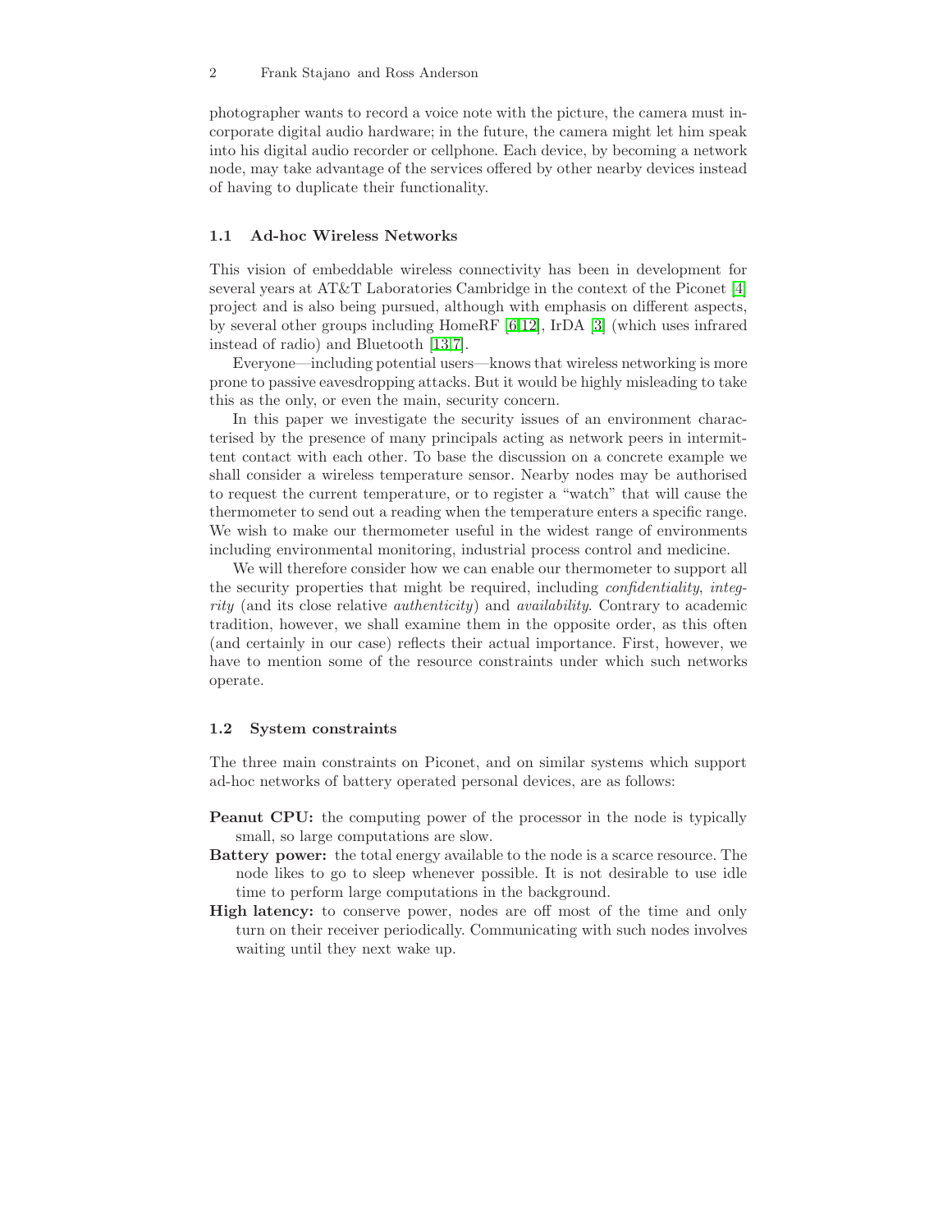photographer wants to record a voice note with the picture, the camera must incorporate digital audio hardware; in the future, the camera might let him speak into his digital audio recorder or cellphone. Each device, by becoming a network node, may take advantage of the services offered by other nearby devices instead of having to duplicate their functionality.

### 1.1 Ad-hoc Wireless Networks

This vision of embeddable wireless connectivity has been in development for several years at AT&T Laboratories Cambridge in the context of the Piconet [4] project and is also being pursued, although with emphasis on different aspects, by several other groups including HomeRF [6,12], IrDA [3] (which uses infrared instead of radio) and Bluetooth [13,7].

Everyone—including potential users—knows that wireless networking is more prone to passive eavesdropping attacks. But it would be highly misleading to take this as the only, or even the main, security concern.

In this paper we investigate the security issues of an environment characterised by the presence of many principals acting as network peers in intermittent contact with each other. To base the discussion on a concrete example we shall consider a wireless temperature sensor. Nearby nodes may be authorised to request the current temperature, or to register a "watch" that will cause the thermometer to send out a reading when the temperature enters a specific range. We wish to make our thermometer useful in the widest range of environments including environmental monitoring, industrial process control and medicine.

We will therefore consider how we can enable our thermometer to support all the security properties that might be required, including *confidentiality*, *integrity* (and its close relative *authenticity*) and *availability*. Contrary to academic tradition, however, we shall examine them in the opposite order, as this often (and certainly in our case) reflects their actual importance. First, however, we have to mention some of the resource constraints under which such networks operate.

### 1.2 System constraints

The three main constraints on Piconet, and on similar systems which support ad-hoc networks of battery operated personal devices, are as follows:

**Peanut CPU:** the computing power of the processor in the node is typically small, so large computations are slow.

**Battery power:** the total energy available to the node is a scarce resource. The node likes to go to sleep whenever possible. It is not desirable to use idle time to perform large computations in the background.

**High latency:** to conserve power, nodes are off most of the time and only turn on their receiver periodically. Communicating with such nodes involves waiting until they next wake up.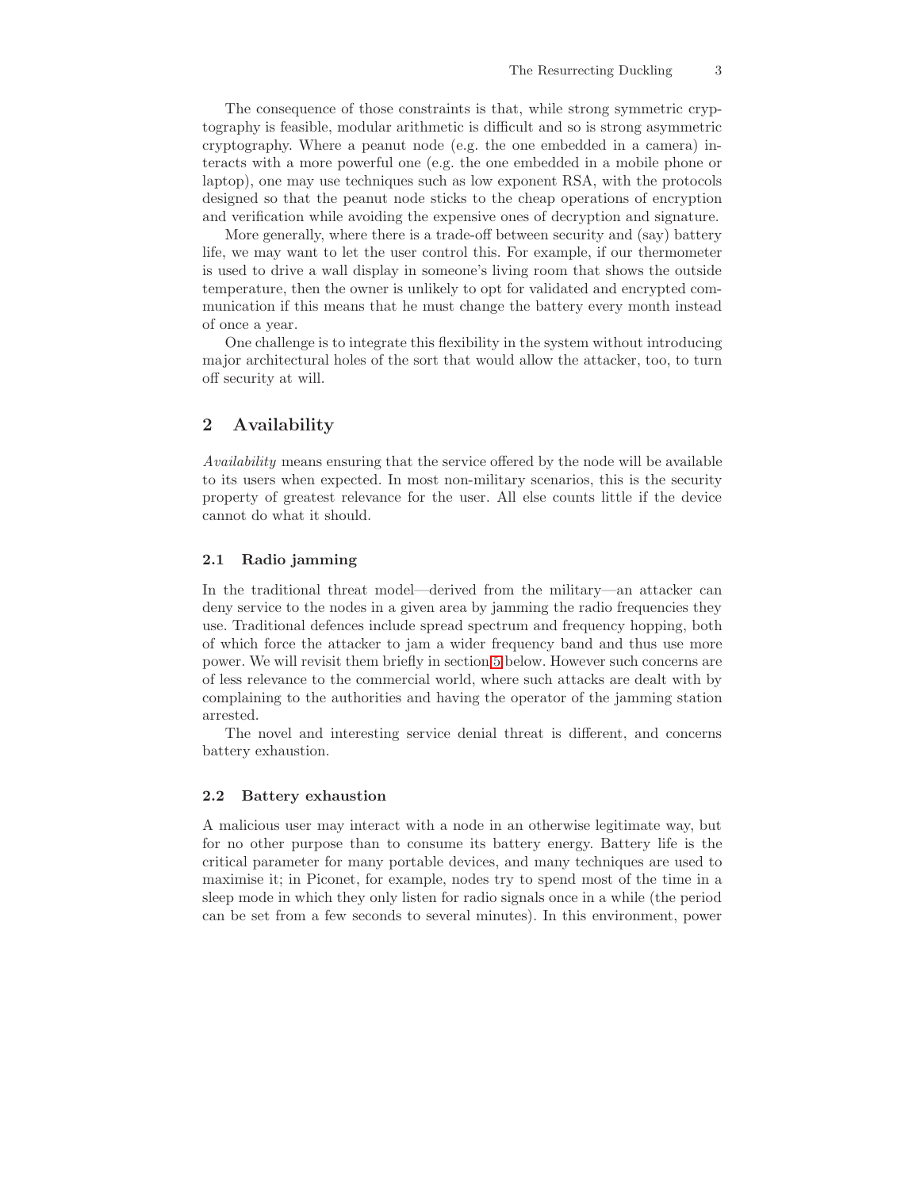The consequence of those constraints is that, while strong symmetric cryptography is feasible, modular arithmetic is difficult and so is strong asymmetric cryptography. Where a peanut node (e.g. the one embedded in a camera) interacts with a more powerful one (e.g. the one embedded in a mobile phone or laptop), one may use techniques such as low exponent RSA, with the protocols designed so that the peanut node sticks to the cheap operations of encryption and verification while avoiding the expensive ones of decryption and signature.

More generally, where there is a trade-off between security and (say) battery life, we may want to let the user control this. For example, if our thermometer is used to drive a wall display in someone's living room that shows the outside temperature, then the owner is unlikely to opt for validated and encrypted communication if this means that he must change the battery every month instead of once a year.

One challenge is to integrate this flexibility in the system without introducing major architectural holes of the sort that would allow the attacker, too, to turn off security at will.

## 2 Availability

*Availability* means ensuring that the service offered by the node will be available to its users when expected. In most non-military scenarios, this is the security property of greatest relevance for the user. All else counts little if the device cannot do what it should.

### 2.1 Radio jamming

In the traditional threat model—derived from the military—an attacker can deny service to the nodes in a given area by jamming the radio frequencies they use. Traditional defences include spread spectrum and frequency hopping, both of which force the attacker to jam a wider frequency band and thus use more power. We will revisit them briefly in section 5 below. However such concerns are of less relevance to the commercial world, where such attacks are dealt with by complaining to the authorities and having the operator of the jamming station arrested.

The novel and interesting service denial threat is different, and concerns battery exhaustion.

### 2.2 Battery exhaustion

A malicious user may interact with a node in an otherwise legitimate way, but for no other purpose than to consume its battery energy. Battery life is the critical parameter for many portable devices, and many techniques are used to maximise it; in Piconet, for example, nodes try to spend most of the time in a sleep mode in which they only listen for radio signals once in a while (the period can be set from a few seconds to several minutes). In this environment, power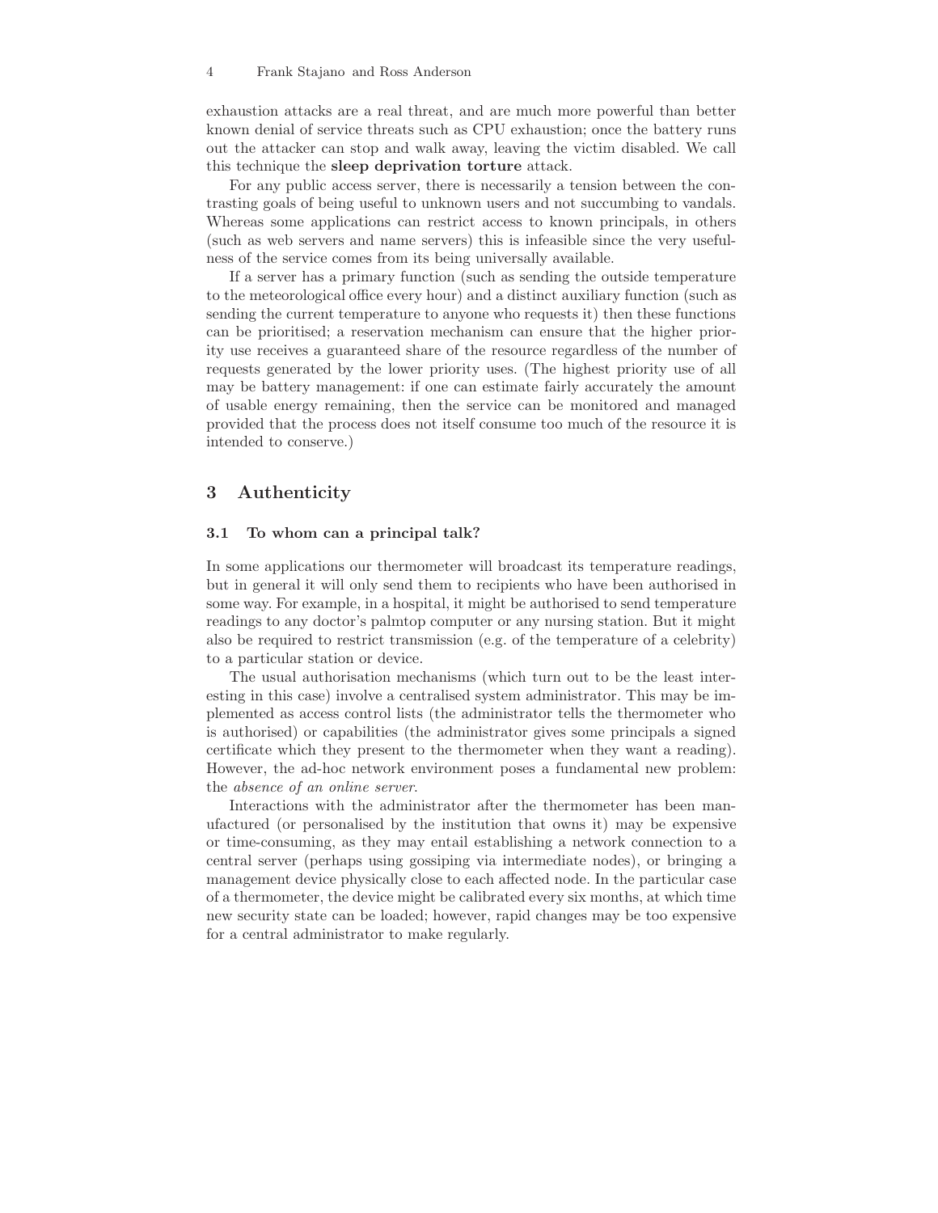exhaustion attacks are a real threat, and are much more powerful than better known denial of service threats such as CPU exhaustion; once the battery runs out the attacker can stop and walk away, leaving the victim disabled. We call this technique the **sleep deprivation torture** attack.

For any public access server, there is necessarily a tension between the contrasting goals of being useful to unknown users and not succumbing to vandals. Whereas some applications can restrict access to known principals, in others (such as web servers and name servers) this is infeasible since the very usefulness of the service comes from its being universally available.

If a server has a primary function (such as sending the outside temperature to the meteorological office every hour) and a distinct auxiliary function (such as sending the current temperature to anyone who requests it) then these functions can be prioritised; a reservation mechanism can ensure that the higher priority use receives a guaranteed share of the resource regardless of the number of requests generated by the lower priority uses. (The highest priority use of all may be battery management: if one can estimate fairly accurately the amount of usable energy remaining, then the service can be monitored and managed provided that the process does not itself consume too much of the resource it is intended to conserve.)

## 3 Authenticity

### 3.1 To whom can a principal talk?

In some applications our thermometer will broadcast its temperature readings, but in general it will only send them to recipients who have been authorised in some way. For example, in a hospital, it might be authorised to send temperature readings to any doctor's palmtop computer or any nursing station. But it might also be required to restrict transmission (e.g. of the temperature of a celebrity) to a particular station or device.

The usual authorisation mechanisms (which turn out to be the least interesting in this case) involve a centralised system administrator. This may be implemented as access control lists (the administrator tells the thermometer who is authorised) or capabilities (the administrator gives some principals a signed certificate which they present to the thermometer when they want a reading). However, the ad-hoc network environment poses a fundamental new problem: the *absence of an online server*.

Interactions with the administrator after the thermometer has been manufactured (or personalised by the institution that owns it) may be expensive or time-consuming, as they may entail establishing a network connection to a central server (perhaps using gossiping via intermediate nodes), or bringing a management device physically close to each affected node. In the particular case of a thermometer, the device might be calibrated every six months, at which time new security state can be loaded; however, rapid changes may be too expensive for a central administrator to make regularly.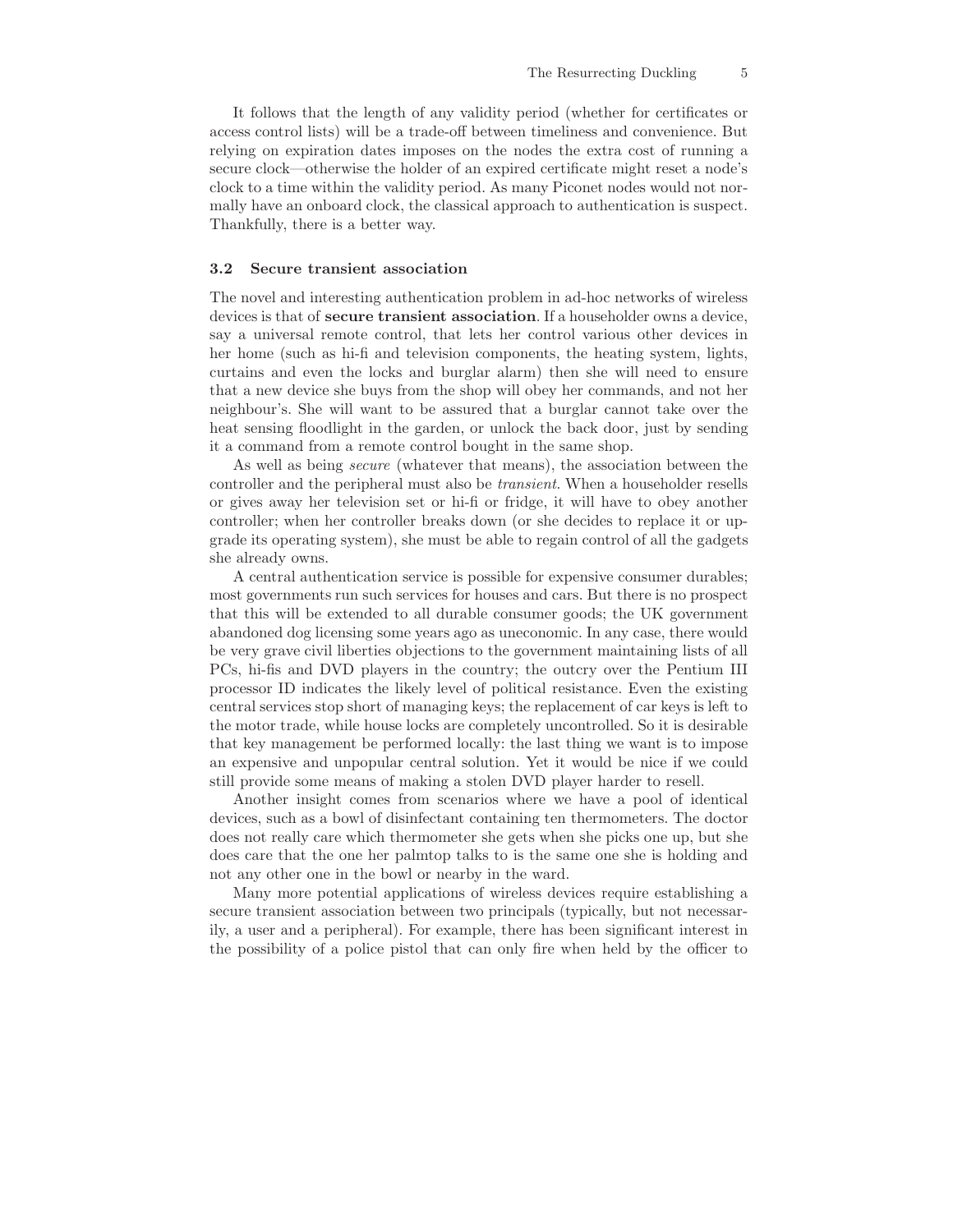It follows that the length of any validity period (whether for certificates or access control lists) will be a trade-off between timeliness and convenience. But relying on expiration dates imposes on the nodes the extra cost of running a secure clock—otherwise the holder of an expired certificate might reset a node's clock to a time within the validity period. As many Piconet nodes would not normally have an onboard clock, the classical approach to authentication is suspect. Thankfully, there is a better way.

### 3.2 Secure transient association

The novel and interesting authentication problem in ad-hoc networks of wireless devices is that of **secure transient association**. If a householder owns a device, say a universal remote control, that lets her control various other devices in her home (such as hi-fi and television components, the heating system, lights, curtains and even the locks and burglar alarm) then she will need to ensure that a new device she buys from the shop will obey her commands, and not her neighbour's. She will want to be assured that a burglar cannot take over the heat sensing floodlight in the garden, or unlock the back door, just by sending it a command from a remote control bought in the same shop.

As well as being *secure* (whatever that means), the association between the controller and the peripheral must also be *transient*. When a householder resells or gives away her television set or hi-fi or fridge, it will have to obey another controller; when her controller breaks down (or she decides to replace it or upgrade its operating system), she must be able to regain control of all the gadgets she already owns.

A central authentication service is possible for expensive consumer durables; most governments run such services for houses and cars. But there is no prospect that this will be extended to all durable consumer goods; the UK government abandoned dog licensing some years ago as uneconomic. In any case, there would be very grave civil liberties objections to the government maintaining lists of all PCs, hi-fis and DVD players in the country; the outcry over the Pentium III processor ID indicates the likely level of political resistance. Even the existing central services stop short of managing keys; the replacement of car keys is left to the motor trade, while house locks are completely uncontrolled. So it is desirable that key management be performed locally: the last thing we want is to impose an expensive and unpopular central solution. Yet it would be nice if we could still provide some means of making a stolen DVD player harder to resell.

Another insight comes from scenarios where we have a pool of identical devices, such as a bowl of disinfectant containing ten thermometers. The doctor does not really care which thermometer she gets when she picks one up, but she does care that the one her palmtop talks to is the same one she is holding and not any other one in the bowl or nearby in the ward.

Many more potential applications of wireless devices require establishing a secure transient association between two principals (typically, but not necessarily, a user and a peripheral). For example, there has been significant interest in the possibility of a police pistol that can only fire when held by the officer to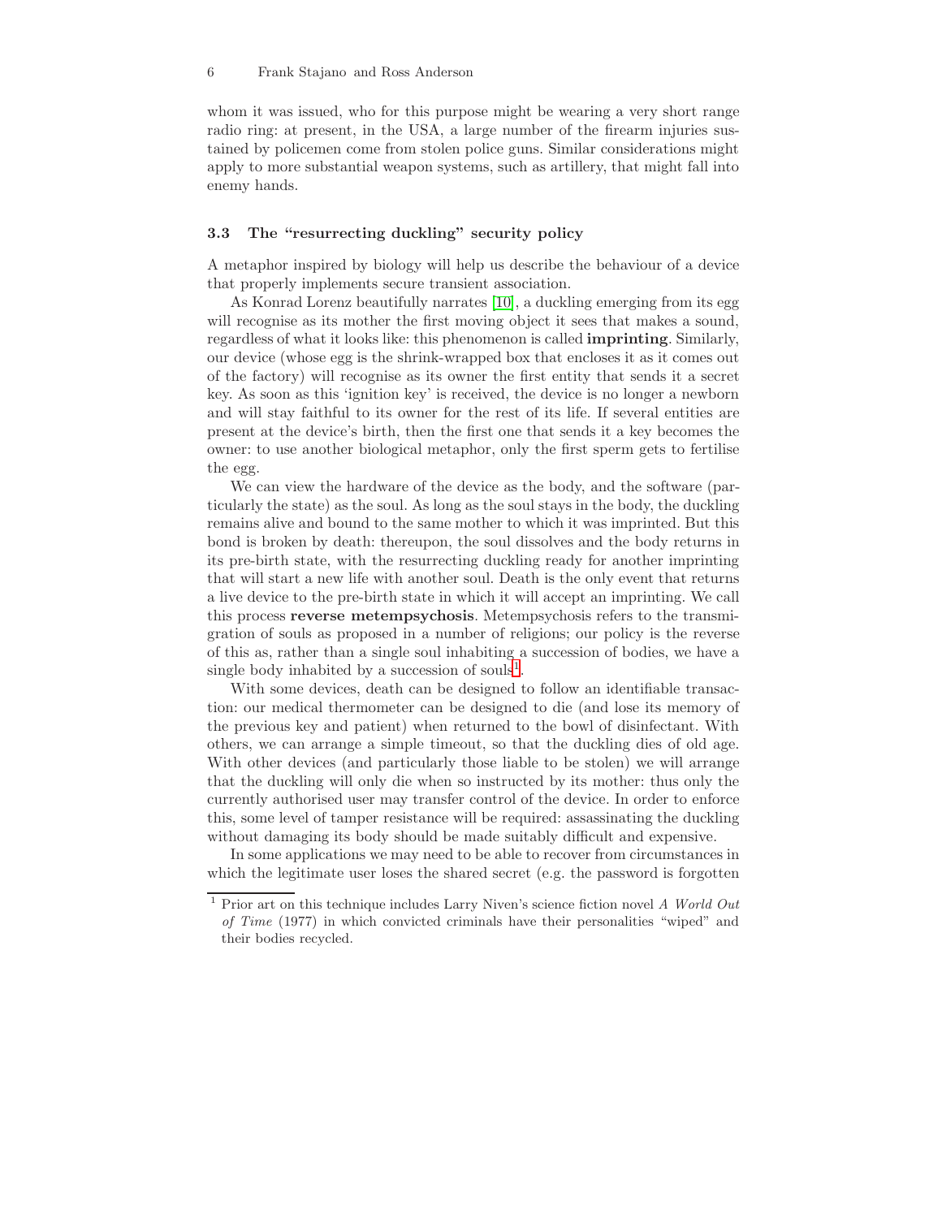whom it was issued, who for this purpose might be wearing a very short range radio ring: at present, in the USA, a large number of the firearm injuries sustained by policemen come from stolen police guns. Similar considerations might apply to more substantial weapon systems, such as artillery, that might fall into enemy hands.

### 3.3 The "resurrecting duckling" security policy

A metaphor inspired by biology will help us describe the behaviour of a device that properly implements secure transient association.

As Konrad Lorenz beautifully narrates [10], a duckling emerging from its egg will recognise as its mother the first moving object it sees that makes a sound, regardless of what it looks like: this phenomenon is called **imprinting**. Similarly, our device (whose egg is the shrink-wrapped box that encloses it as it comes out of the factory) will recognise as its owner the first entity that sends it a secret key. As soon as this 'ignition key' is received, the device is no longer a newborn and will stay faithful to its owner for the rest of its life. If several entities are present at the device's birth, then the first one that sends it a key becomes the owner: to use another biological metaphor, only the first sperm gets to fertilise the egg.

We can view the hardware of the device as the body, and the software (particularly the state) as the soul. As long as the soul stays in the body, the duckling remains alive and bound to the same mother to which it was imprinted. But this bond is broken by death: thereupon, the soul dissolves and the body returns in its pre-birth state, with the resurrecting duckling ready for another imprinting that will start a new life with another soul. Death is the only event that returns a live device to the pre-birth state in which it will accept an imprinting. We call this process **reverse metempsychosis**. Metempsychosis refers to the transmigration of souls as proposed in a number of religions; our policy is the reverse of this as, rather than a single soul inhabiting a succession of bodies, we have a single body inhabited by a succession of souls[1].

With some devices, death can be designed to follow an identifiable transaction: our medical thermometer can be designed to die (and lose its memory of the previous key and patient) when returned to the bowl of disinfectant. With others, we can arrange a simple timeout, so that the duckling dies of old age. With other devices (and particularly those liable to be stolen) we will arrange that the duckling will only die when so instructed by its mother: thus only the currently authorised user may transfer control of the device. In order to enforce this, some level of tamper resistance will be required: assassinating the duckling without damaging its body should be made suitably difficult and expensive.

In some applications we may need to be able to recover from circumstances in which the legitimate user loses the shared secret (e.g. the password is forgotten

[1] Prior art on this technique includes Larry Niven's science fiction novel *A World Out of Time* (1977) in which convicted criminals have their personalities "wiped" and their bodies recycled.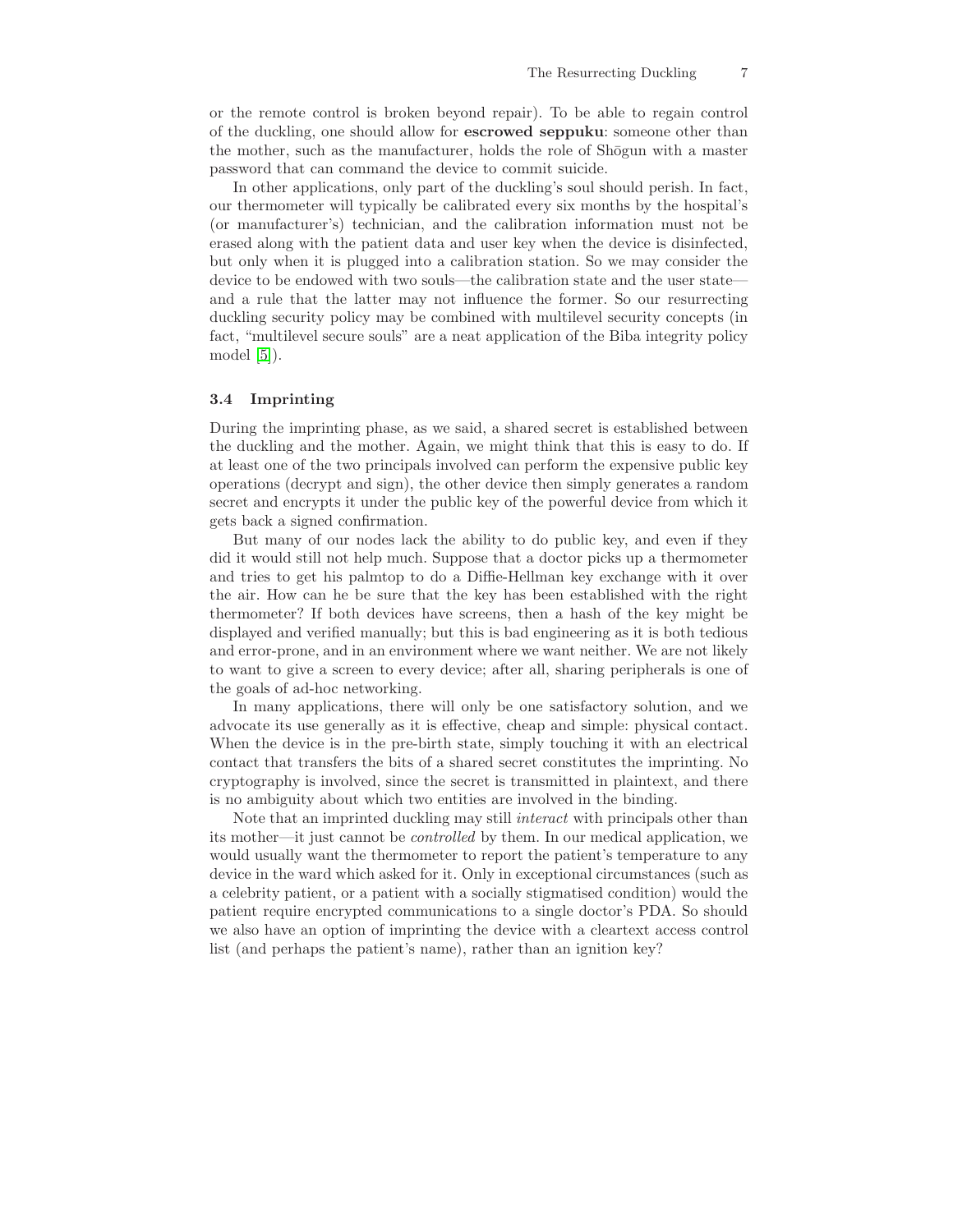or the remote control is broken beyond repair). To be able to regain control of the duckling, one should allow for **escrowed seppuku**: someone other than the mother, such as the manufacturer, holds the role of Shōgun with a master password that can command the device to commit suicide.

In other applications, only part of the duckling's soul should perish. In fact, our thermometer will typically be calibrated every six months by the hospital's (or manufacturer's) technician, and the calibration information must not be erased along with the patient data and user key when the device is disinfected, but only when it is plugged into a calibration station. So we may consider the device to be endowed with two souls—the calibration state and the user state—and a rule that the latter may not influence the former. So our resurrecting duckling security policy may be combined with multilevel security concepts (in fact, "multilevel secure souls" are a neat application of the Biba integrity policy model [5]).

### 3.4 Imprinting

During the imprinting phase, as we said, a shared secret is established between the duckling and the mother. Again, we might think that this is easy to do. If at least one of the two principals involved can perform the expensive public key operations (decrypt and sign), the other device then simply generates a random secret and encrypts it under the public key of the powerful device from which it gets back a signed confirmation.

But many of our nodes lack the ability to do public key, and even if they did it would still not help much. Suppose that a doctor picks up a thermometer and tries to get his palmtop to do a Diffie-Hellman key exchange with it over the air. How can he be sure that the key has been established with the right thermometer? If both devices have screens, then a hash of the key might be displayed and verified manually; but this is bad engineering as it is both tedious and error-prone, and in an environment where we want neither. We are not likely to want to give a screen to every device; after all, sharing peripherals is one of the goals of ad-hoc networking.

In many applications, there will only be one satisfactory solution, and we advocate its use generally as it is effective, cheap and simple: physical contact. When the device is in the pre-birth state, simply touching it with an electrical contact that transfers the bits of a shared secret constitutes the imprinting. No cryptography is involved, since the secret is transmitted in plaintext, and there is no ambiguity about which two entities are involved in the binding.

Note that an imprinted duckling may still *interact* with principals other than its mother—it just cannot be *controlled* by them. In our medical application, we would usually want the thermometer to report the patient's temperature to any device in the ward which asked for it. Only in exceptional circumstances (such as a celebrity patient, or a patient with a socially stigmatised condition) would the patient require encrypted communications to a single doctor's PDA. So should we also have an option of imprinting the device with a cleartext access control list (and perhaps the patient's name), rather than an ignition key?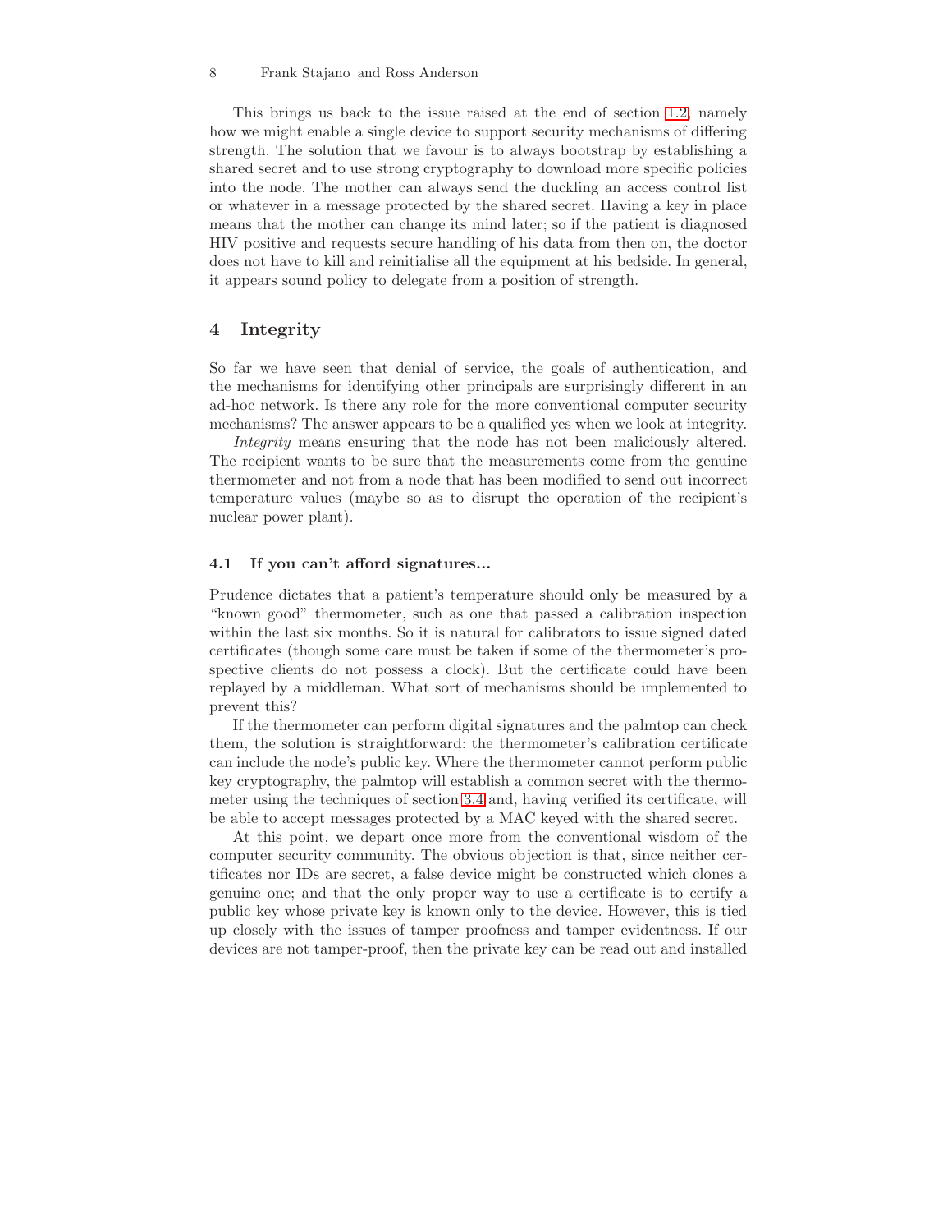This brings us back to the issue raised at the end of section 1.2, namely how we might enable a single device to support security mechanisms of differing strength. The solution that we favour is to always bootstrap by establishing a shared secret and to use strong cryptography to download more specific policies into the node. The mother can always send the duckling an access control list or whatever in a message protected by the shared secret. Having a key in place means that the mother can change its mind later; so if the patient is diagnosed HIV positive and requests secure handling of his data from then on, the doctor does not have to kill and reinitialise all the equipment at his bedside. In general, it appears sound policy to delegate from a position of strength.

## 4 Integrity

So far we have seen that denial of service, the goals of authentication, and the mechanisms for identifying other principals are surprisingly different in an ad-hoc network. Is there any role for the more conventional computer security mechanisms? The answer appears to be a qualified yes when we look at integrity.

*Integrity* means ensuring that the node has not been maliciously altered. The recipient wants to be sure that the measurements come from the genuine thermometer and not from a node that has been modified to send out incorrect temperature values (maybe so as to disrupt the operation of the recipient's nuclear power plant).

### 4.1 If you can't afford signatures...

Prudence dictates that a patient's temperature should only be measured by a "known good" thermometer, such as one that passed a calibration inspection within the last six months. So it is natural for calibrators to issue signed dated certificates (though some care must be taken if some of the thermometer's prospective clients do not possess a clock). But the certificate could have been replayed by a middleman. What sort of mechanisms should be implemented to prevent this?

If the thermometer can perform digital signatures and the palmtop can check them, the solution is straightforward: the thermometer's calibration certificate can include the node's public key. Where the thermometer cannot perform public key cryptography, the palmtop will establish a common secret with the thermometer using the techniques of section 3.4 and, having verified its certificate, will be able to accept messages protected by a MAC keyed with the shared secret.

At this point, we depart once more from the conventional wisdom of the computer security community. The obvious objection is that, since neither certificates nor IDs are secret, a false device might be constructed which clones a genuine one; and that the only proper way to use a certificate is to certify a public key whose private key is known only to the device. However, this is tied up closely with the issues of tamper proofness and tamper evidentness. If our devices are not tamper-proof, then the private key can be read out and installed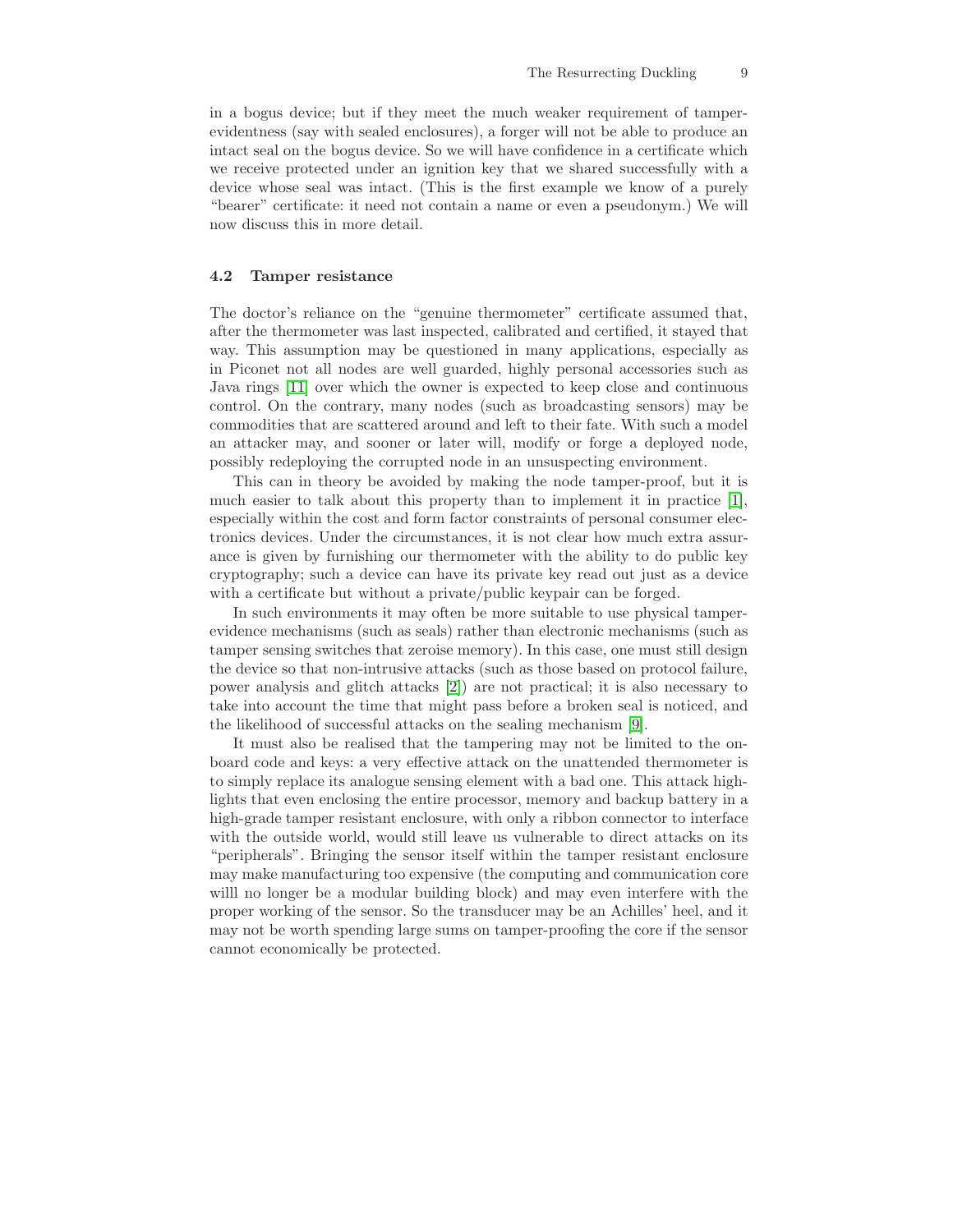in a bogus device; but if they meet the much weaker requirement of tamper-evidentness (say with sealed enclosures), a forger will not be able to produce an intact seal on the bogus device. So we will have confidence in a certificate which we receive protected under an ignition key that we shared successfully with a device whose seal was intact. (This is the first example we know of a purely "bearer" certificate: it need not contain a name or even a pseudonym.) We will now discuss this in more detail.

### 4.2 Tamper resistance

The doctor's reliance on the "genuine thermometer" certificate assumed that, after the thermometer was last inspected, calibrated and certified, it stayed that way. This assumption may be questioned in many applications, especially as in Piconet not all nodes are well guarded, highly personal accessories such as Java rings [11] over which the owner is expected to keep close and continuous control. On the contrary, many nodes (such as broadcasting sensors) may be commodities that are scattered around and left to their fate. With such a model an attacker may, and sooner or later will, modify or forge a deployed node, possibly redeploying the corrupted node in an unsuspecting environment.

This can in theory be avoided by making the node tamper-proof, but it is much easier to talk about this property than to implement it in practice [1], especially within the cost and form factor constraints of personal consumer electronics devices. Under the circumstances, it is not clear how much extra assurance is given by furnishing our thermometer with the ability to do public key cryptography; such a device can have its private key read out just as a device with a certificate but without a private/public keypair can be forged.

In such environments it may often be more suitable to use physical tamper-evidence mechanisms (such as seals) rather than electronic mechanisms (such as tamper sensing switches that zeroise memory). In this case, one must still design the device so that non-intrusive attacks (such as those based on protocol failure, power analysis and glitch attacks [2]) are not practical; it is also necessary to take into account the time that might pass before a broken seal is noticed, and the likelihood of successful attacks on the sealing mechanism [9].

It must also be realised that the tampering may not be limited to the on-board code and keys: a very effective attack on the unattended thermometer is to simply replace its analogue sensing element with a bad one. This attack highlights that even enclosing the entire processor, memory and backup battery in a high-grade tamper resistant enclosure, with only a ribbon connector to interface with the outside world, would still leave us vulnerable to direct attacks on its "peripherals". Bringing the sensor itself within the tamper resistant enclosure may make manufacturing too expensive (the computing and communication core willl no longer be a modular building block) and may even interfere with the proper working of the sensor. So the transducer may be an Achilles' heel, and it may not be worth spending large sums on tamper-proofing the core if the sensor cannot economically be protected.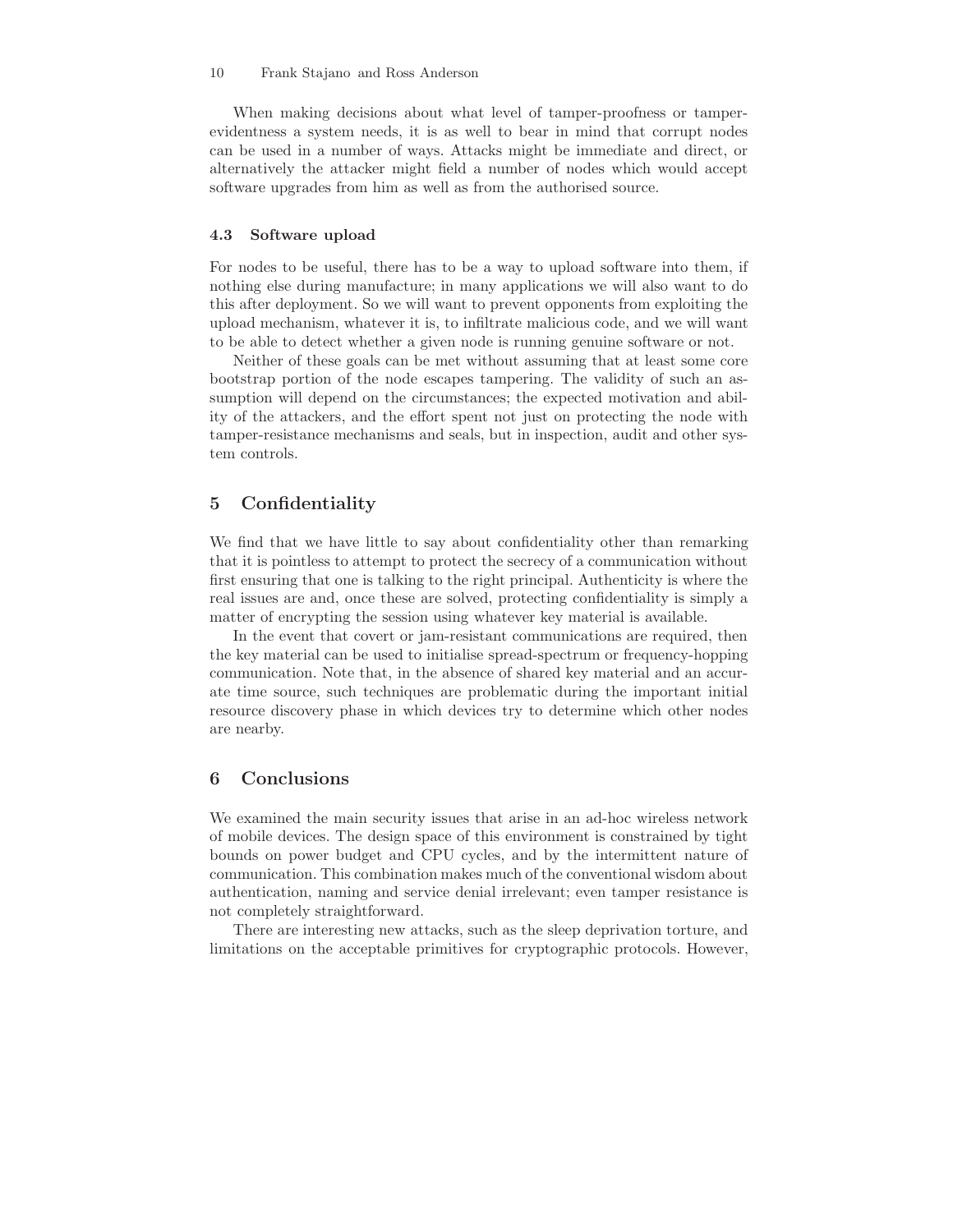When making decisions about what level of tamper-proofness or tamper-evidentness a system needs, it is as well to bear in mind that corrupt nodes can be used in a number of ways. Attacks might be immediate and direct, or alternatively the attacker might field a number of nodes which would accept software upgrades from him as well as from the authorised source.

### 4.3 Software upload

For nodes to be useful, there has to be a way to upload software into them, if nothing else during manufacture; in many applications we will also want to do this after deployment. So we will want to prevent opponents from exploiting the upload mechanism, whatever it is, to infiltrate malicious code, and we will want to be able to detect whether a given node is running genuine software or not.

Neither of these goals can be met without assuming that at least some core bootstrap portion of the node escapes tampering. The validity of such an assumption will depend on the circumstances; the expected motivation and ability of the attackers, and the effort spent not just on protecting the node with tamper-resistance mechanisms and seals, but in inspection, audit and other system controls.

## 5 Confidentiality

We find that we have little to say about confidentiality other than remarking that it is pointless to attempt to protect the secrecy of a communication without first ensuring that one is talking to the right principal. Authenticity is where the real issues are and, once these are solved, protecting confidentiality is simply a matter of encrypting the session using whatever key material is available.

In the event that covert or jam-resistant communications are required, then the key material can be used to initialise spread-spectrum or frequency-hopping communication. Note that, in the absence of shared key material and an accurate time source, such techniques are problematic during the important initial resource discovery phase in which devices try to determine which other nodes are nearby.

## 6 Conclusions

We examined the main security issues that arise in an ad-hoc wireless network of mobile devices. The design space of this environment is constrained by tight bounds on power budget and CPU cycles, and by the intermittent nature of communication. This combination makes much of the conventional wisdom about authentication, naming and service denial irrelevant; even tamper resistance is not completely straightforward.

There are interesting new attacks, such as the sleep deprivation torture, and limitations on the acceptable primitives for cryptographic protocols. However,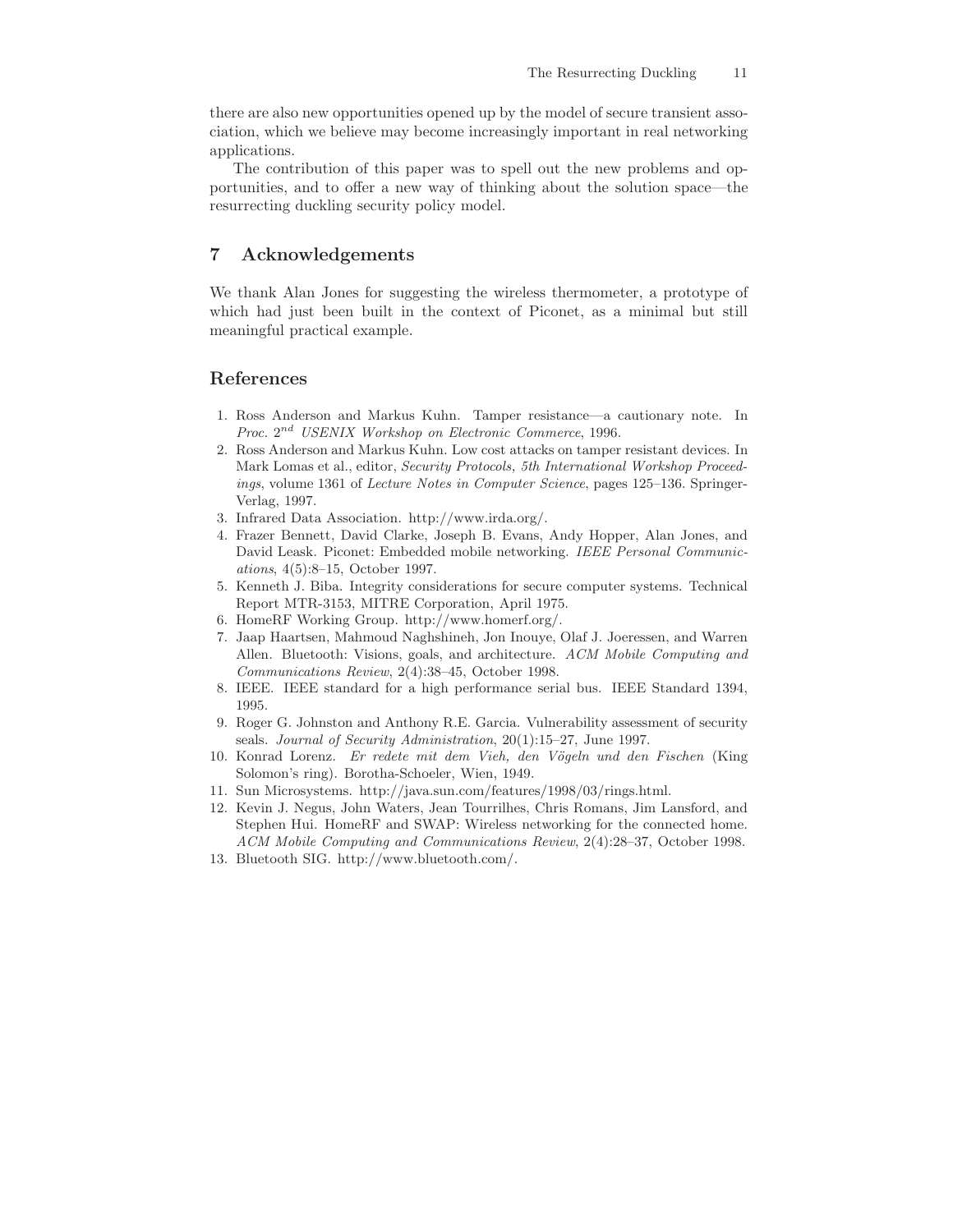there are also new opportunities opened up by the model of secure transient association, which we believe may become increasingly important in real networking applications.

The contribution of this paper was to spell out the new problems and opportunities, and to offer a new way of thinking about the solution space—the resurrecting duckling security policy model.

## 7 Acknowledgements

We thank Alan Jones for suggesting the wireless thermometer, a prototype of which had just been built in the context of Piconet, as a minimal but still meaningful practical example.

## References

1. Ross Anderson and Markus Kuhn. Tamper resistance—a cautionary note. In *Proc. 2nd USENIX Workshop on Electronic Commerce*, 1996.
2. Ross Anderson and Markus Kuhn. Low cost attacks on tamper resistant devices. In Mark Lomas et al., editor, *Security Protocols, 5th International Workshop Proceedings*, volume 1361 of *Lecture Notes in Computer Science*, pages 125–136. Springer-Verlag, 1997.
3. Infrared Data Association. http://www.irda.org/.
4. Frazer Bennett, David Clarke, Joseph B. Evans, Andy Hopper, Alan Jones, and David Leask. Piconet: Embedded mobile networking. *IEEE Personal Communications*, 4(5):8–15, October 1997.
5. Kenneth J. Biba. Integrity considerations for secure computer systems. Technical Report MTR-3153, MITRE Corporation, April 1975.
6. HomeRF Working Group. http://www.homerf.org/.
7. Jaap Haartsen, Mahmoud Naghshineh, Jon Inouye, Olaf J. Joeressen, and Warren Allen. Bluetooth: Visions, goals, and architecture. *ACM Mobile Computing and Communications Review*, 2(4):38–45, October 1998.
8. IEEE. IEEE standard for a high performance serial bus. IEEE Standard 1394, 1995.
9. Roger G. Johnston and Anthony R.E. Garcia. Vulnerability assessment of security seals. *Journal of Security Administration*, 20(1):15–27, June 1997.
10. Konrad Lorenz. *Er redete mit dem Vieh, den Vögeln und den Fischen* (King Solomon's ring). Borotha-Schoeler, Wien, 1949.
11. Sun Microsystems. http://java.sun.com/features/1998/03/rings.html.
12. Kevin J. Negus, John Waters, Jean Tourrilhes, Chris Romans, Jim Lansford, and Stephen Hui. HomeRF and SWAP: Wireless networking for the connected home. *ACM Mobile Computing and Communications Review*, 2(4):28–37, October 1998.
13. Bluetooth SIG. http://www.bluetooth.com/.